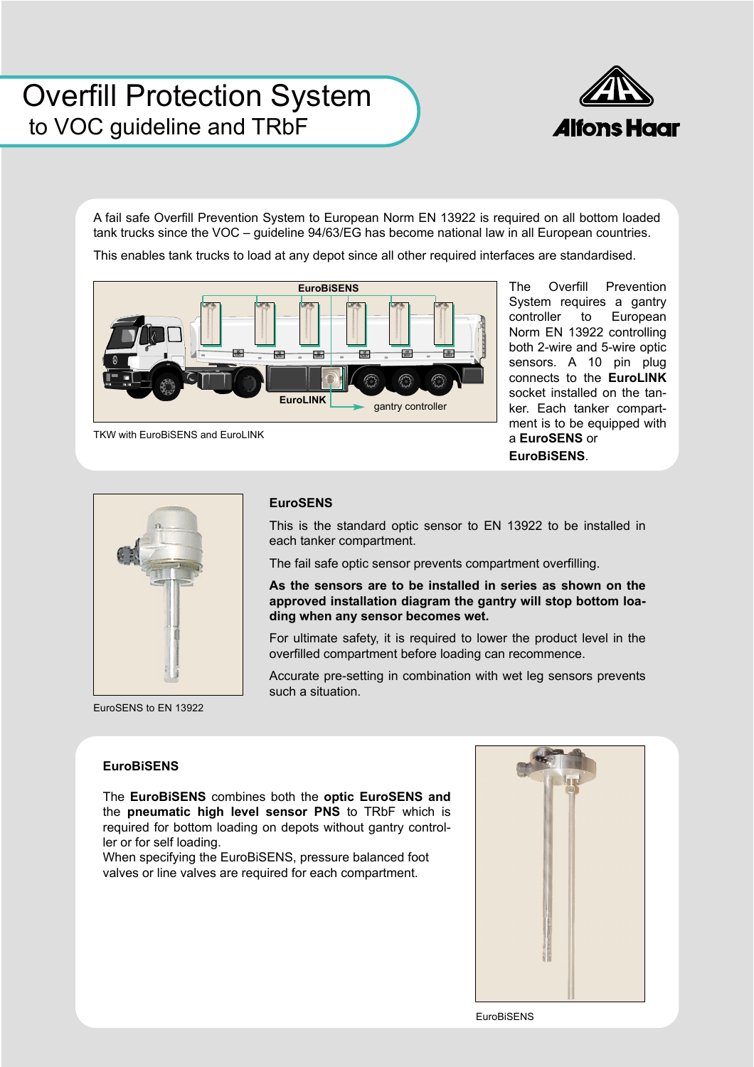# Overfill Protection System

## to VOC guideline and TRbF

A fail safe Overfill Prevention System to European Norm EN 13922 is required on all bottom loaded tank trucks since the VOC – guideline 94/63/EG has become national law in all European countries.

This enables tank trucks to load at any depot since all other required interfaces are standardised.

EuroBiSENS

EuroLINK

gantry controller

TKW with EuroBiSENS and EuroLINK

The Overfill Prevention System requires a gantry controller to European Norm EN 13922 controlling both 2-wire and 5-wire optic sensors. A 10 pin plug connects to the **EuroLINK** socket installed on the tanker. Each tanker compartment is to be equipped with a **EuroSENS** or **EuroBiSENS**.

EuroSENS to EN 13922

### EuroSENS

This is the standard optic sensor to EN 13922 to be installed in each tanker compartment.

The fail safe optic sensor prevents compartment overfilling.

**As the sensors are to be installed in series as shown on the approved installation diagram the gantry will stop bottom loading when any sensor becomes wet.**

For ultimate safety, it is required to lower the product level in the overfilled compartment before loading can recommence.

Accurate pre-setting in combination with wet leg sensors prevents such a situation.

### EuroBiSENS

The **EuroBiSENS** combines both the **optic EuroSENS and** the **pneumatic high level sensor PNS** to TRbF which is required for bottom loading on depots without gantry controller or for self loading.
When specifying the EuroBiSENS, pressure balanced foot valves or line valves are required for each compartment.

EuroBiSENS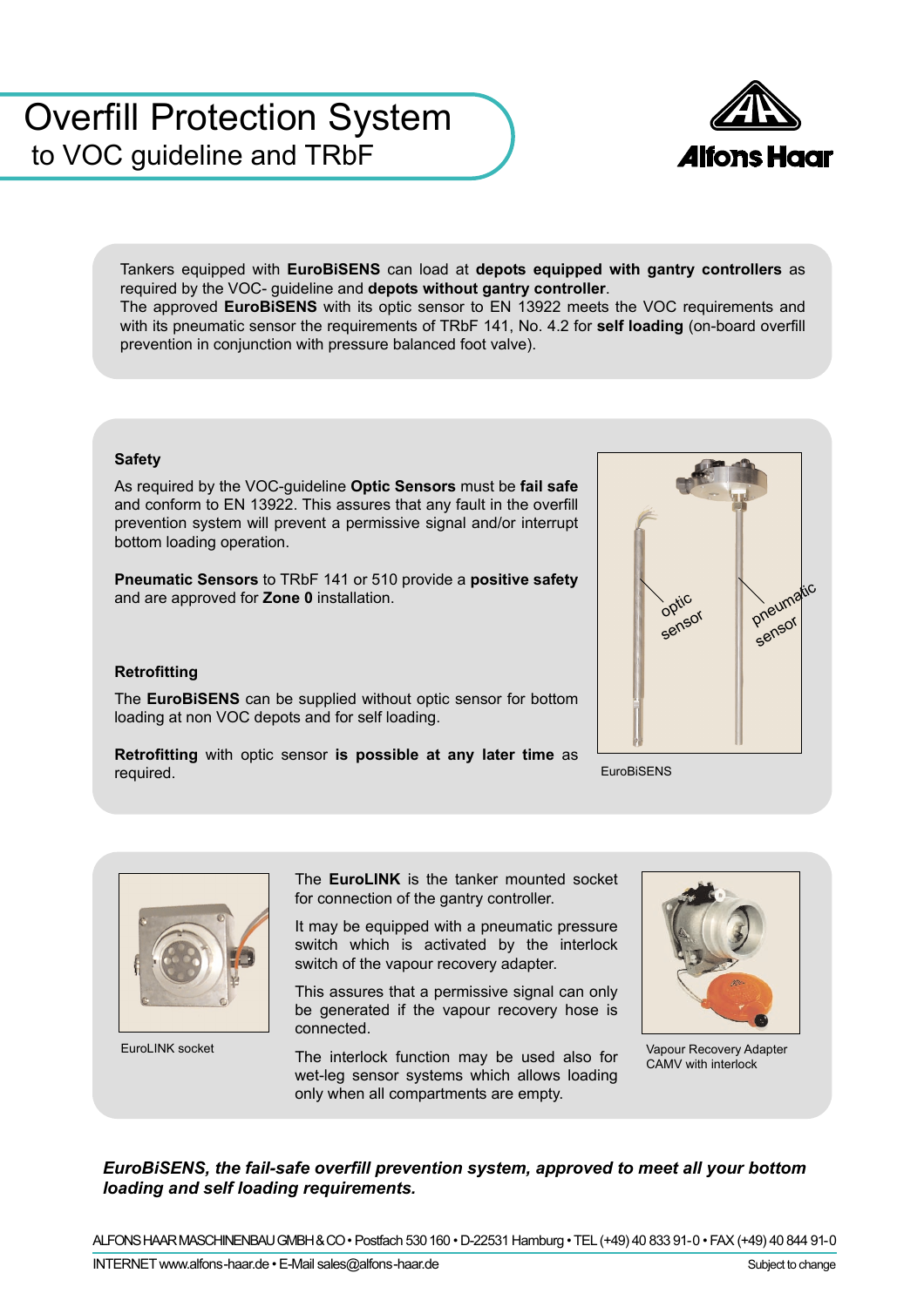# Overfill Protection System

## to VOC guideline and TRbF

Alfons Haar

Tankers equipped with **EuroBiSENS** can load at **depots equipped with gantry controllers** as required by the VOC- guideline and **depots without gantry controller**.
The approved **EuroBiSENS** with its optic sensor to EN 13922 meets the VOC requirements and with its pneumatic sensor the requirements of TRbF 141, No. 4.2 for **self loading** (on-board overfill prevention in conjunction with pressure balanced foot valve).

### Safety

As required by the VOC-guideline **Optic Sensors** must be **fail safe** and conform to EN 13922. This assures that any fault in the overfill prevention system will prevent a permissive signal and/or interrupt bottom loading operation.

**Pneumatic Sensors** to TRbF 141 or 510 provide a **positive safety** and are approved for **Zone 0** installation.

### Retrofitting

The **EuroBiSENS** can be supplied without optic sensor for bottom loading at non VOC depots and for self loading.

**Retrofitting** with optic sensor **is possible at any later time** as required.

optic sensor

pneumatic sensor

EuroBiSENS

The **EuroLINK** is the tanker mounted socket for connection of the gantry controller.

It may be equipped with a pneumatic pressure switch which is activated by the interlock switch of the vapour recovery adapter.

This assures that a permissive signal can only be generated if the vapour recovery hose is connected.

The interlock function may be used also for wet-leg sensor systems which allows loading only when all compartments are empty.

EuroLINK socket

Vapour Recovery Adapter CAMV with interlock

***EuroBiSENS, the fail-safe overfill prevention system, approved to meet all your bottom loading and self loading requirements.***

ALFONS HAAR MASCHINENBAU GMBH & CO • Postfach 530 160 • D-22531 Hamburg • TEL (+49) 40 833 91-0 • FAX (+49) 40 844 91-0
INTERNET www.alfons-haar.de • E-Mail sales@alfons-haar.de

Subject to change